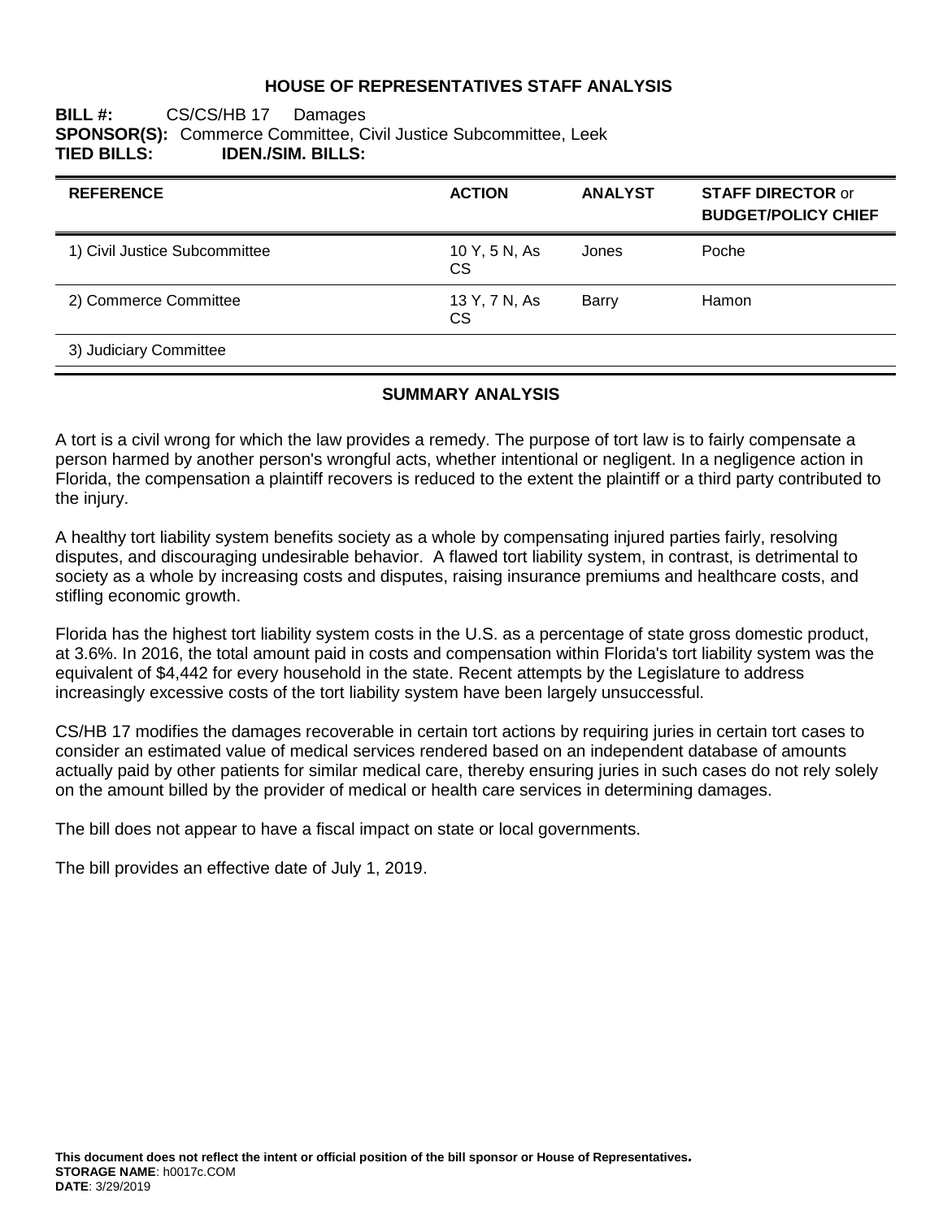# HOUSE OF REPRESENTATIVES STAFF ANALYSIS

**BILL #:** CS/CS/HB 17 Damages
**SPONSOR(S):** Commerce Committee, Civil Justice Subcommittee, Leek
**TIED BILLS:** **IDEN./SIM. BILLS:**

| REFERENCE | ACTION | ANALYST | STAFF DIRECTOR or BUDGET/POLICY CHIEF |
|---|---|---|---|
| 1) Civil Justice Subcommittee | 10 Y, 5 N, As CS | Jones | Poche |
| 2) Commerce Committee | 13 Y, 7 N, As CS | Barry | Hamon |
| 3) Judiciary Committee | | | |

## SUMMARY ANALYSIS

A tort is a civil wrong for which the law provides a remedy. The purpose of tort law is to fairly compensate a person harmed by another person's wrongful acts, whether intentional or negligent. In a negligence action in Florida, the compensation a plaintiff recovers is reduced to the extent the plaintiff or a third party contributed to the injury.

A healthy tort liability system benefits society as a whole by compensating injured parties fairly, resolving disputes, and discouraging undesirable behavior. A flawed tort liability system, in contrast, is detrimental to society as a whole by increasing costs and disputes, raising insurance premiums and healthcare costs, and stifling economic growth.

Florida has the highest tort liability system costs in the U.S. as a percentage of state gross domestic product, at 3.6%. In 2016, the total amount paid in costs and compensation within Florida's tort liability system was the equivalent of $4,442 for every household in the state. Recent attempts by the Legislature to address increasingly excessive costs of the tort liability system have been largely unsuccessful.

CS/HB 17 modifies the damages recoverable in certain tort actions by requiring juries in certain tort cases to consider an estimated value of medical services rendered based on an independent database of amounts actually paid by other patients for similar medical care, thereby ensuring juries in such cases do not rely solely on the amount billed by the provider of medical or health care services in determining damages.

The bill does not appear to have a fiscal impact on state or local governments.

The bill provides an effective date of July 1, 2019.

**This document does not reflect the intent or official position of the bill sponsor or House of Representatives.**
**STORAGE NAME**: h0017c.COM
**DATE**: 3/29/2019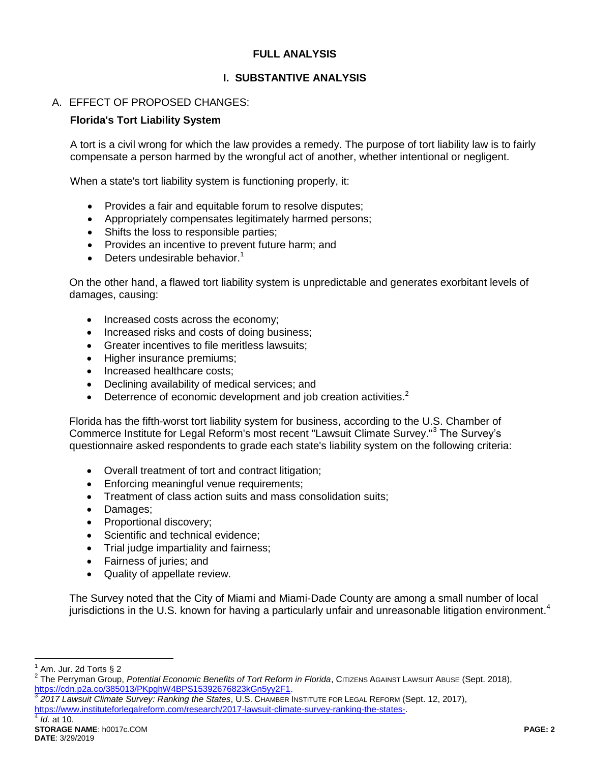# FULL ANALYSIS

## I. SUBSTANTIVE ANALYSIS

### A. EFFECT OF PROPOSED CHANGES:

**Florida's Tort Liability System**

A tort is a civil wrong for which the law provides a remedy. The purpose of tort liability law is to fairly compensate a person harmed by the wrongful act of another, whether intentional or negligent.

When a state's tort liability system is functioning properly, it:

- Provides a fair and equitable forum to resolve disputes;
- Appropriately compensates legitimately harmed persons;
- Shifts the loss to responsible parties;
- Provides an incentive to prevent future harm; and
- Deters undesirable behavior.[1]

On the other hand, a flawed tort liability system is unpredictable and generates exorbitant levels of damages, causing:

- Increased costs across the economy;
- Increased risks and costs of doing business;
- Greater incentives to file meritless lawsuits;
- Higher insurance premiums;
- Increased healthcare costs;
- Declining availability of medical services; and
- Deterrence of economic development and job creation activities.[2]

Florida has the fifth-worst tort liability system for business, according to the U.S. Chamber of Commerce Institute for Legal Reform's most recent "Lawsuit Climate Survey."[3] The Survey's questionnaire asked respondents to grade each state's liability system on the following criteria:

- Overall treatment of tort and contract litigation;
- Enforcing meaningful venue requirements;
- Treatment of class action suits and mass consolidation suits;
- Damages;
- Proportional discovery;
- Scientific and technical evidence;
- Trial judge impartiality and fairness;
- Fairness of juries; and
- Quality of appellate review.

The Survey noted that the City of Miami and Miami-Dade County are among a small number of local jurisdictions in the U.S. known for having a particularly unfair and unreasonable litigation environment.[4]

---

[1] Am. Jur. 2d Torts § 2

[2] The Perryman Group, *Potential Economic Benefits of Tort Reform in Florida*, Citizens Against Lawsuit Abuse (Sept. 2018), https://cdn.p2a.co/385013/PKpghW4BPS15392676823kGn5yy2F1.

[3] *2017 Lawsuit Climate Survey: Ranking the States*, U.S. Chamber Institute for Legal Reform (Sept. 12, 2017), https://www.instituteforlegalreform.com/research/2017-lawsuit-climate-survey-ranking-the-states-.

[4] *Id.* at 10.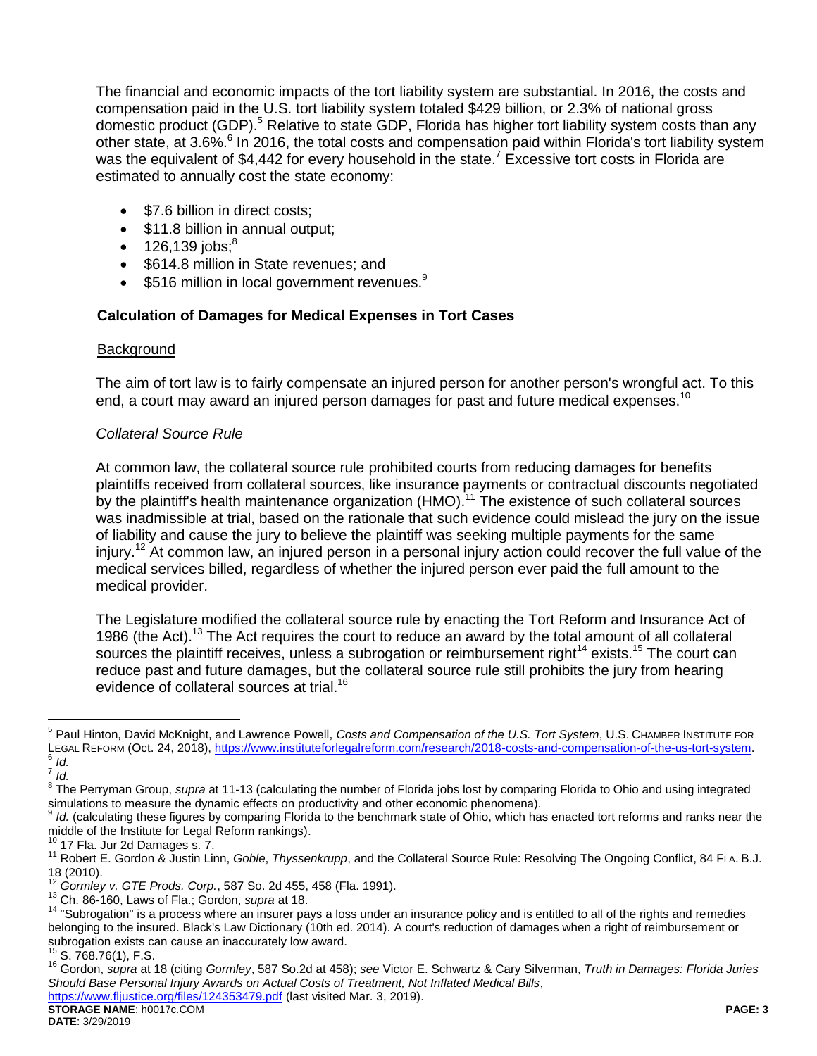The financial and economic impacts of the tort liability system are substantial. In 2016, the costs and compensation paid in the U.S. tort liability system totaled $429 billion, or 2.3% of national gross domestic product (GDP).[5] Relative to state GDP, Florida has higher tort liability system costs than any other state, at 3.6%.[6] In 2016, the total costs and compensation paid within Florida's tort liability system was the equivalent of $4,442 for every household in the state.[7] Excessive tort costs in Florida are estimated to annually cost the state economy:

- $7.6 billion in direct costs;
- $11.8 billion in annual output;
- 126,139 jobs;[8]
- $614.8 million in State revenues; and
- $516 million in local government revenues.[9]

### Calculation of Damages for Medical Expenses in Tort Cases

Background

The aim of tort law is to fairly compensate an injured person for another person's wrongful act. To this end, a court may award an injured person damages for past and future medical expenses.[10]

*Collateral Source Rule*

At common law, the collateral source rule prohibited courts from reducing damages for benefits plaintiffs received from collateral sources, like insurance payments or contractual discounts negotiated by the plaintiff's health maintenance organization (HMO).[11] The existence of such collateral sources was inadmissible at trial, based on the rationale that such evidence could mislead the jury on the issue of liability and cause the jury to believe the plaintiff was seeking multiple payments for the same injury.[12] At common law, an injured person in a personal injury action could recover the full value of the medical services billed, regardless of whether the injured person ever paid the full amount to the medical provider.

The Legislature modified the collateral source rule by enacting the Tort Reform and Insurance Act of 1986 (the Act).[13] The Act requires the court to reduce an award by the total amount of all collateral sources the plaintiff receives, unless a subrogation or reimbursement right[14] exists.[15] The court can reduce past and future damages, but the collateral source rule still prohibits the jury from hearing evidence of collateral sources at trial.[16]

---

[5] Paul Hinton, David McKnight, and Lawrence Powell, *Costs and Compensation of the U.S. Tort System*, U.S. CHAMBER INSTITUTE FOR LEGAL REFORM (Oct. 24, 2018), https://www.instituteforlegalreform.com/research/2018-costs-and-compensation-of-the-us-tort-system.

[6] *Id.*

[7] *Id.*

[8] The Perryman Group, *supra* at 11-13 (calculating the number of Florida jobs lost by comparing Florida to Ohio and using integrated simulations to measure the dynamic effects on productivity and other economic phenomena).

[9] *Id.* (calculating these figures by comparing Florida to the benchmark state of Ohio, which has enacted tort reforms and ranks near the middle of the Institute for Legal Reform rankings).

[10] 17 Fla. Jur 2d Damages s. 7.

[11] Robert E. Gordon & Justin Linn, *Goble*, *Thyssenkrupp*, and the Collateral Source Rule: Resolving The Ongoing Conflict, 84 FLA. B.J. 18 (2010).

[12] *Gormley v. GTE Prods. Corp.*, 587 So. 2d 455, 458 (Fla. 1991).

[13] Ch. 86-160, Laws of Fla.; Gordon, *supra* at 18.

[14] "Subrogation" is a process where an insurer pays a loss under an insurance policy and is entitled to all of the rights and remedies belonging to the insured. Black's Law Dictionary (10th ed. 2014). A court's reduction of damages when a right of reimbursement or subrogation exists can cause an inaccurately low award.

[15] S. 768.76(1), F.S.

[16] Gordon, *supra* at 18 (citing *Gormley*, 587 So.2d at 458); *see* Victor E. Schwartz & Cary Silverman, *Truth in Damages: Florida Juries Should Base Personal Injury Awards on Actual Costs of Treatment, Not Inflated Medical Bills*, https://www.fljustice.org/files/124353479.pdf (last visited Mar. 3, 2019).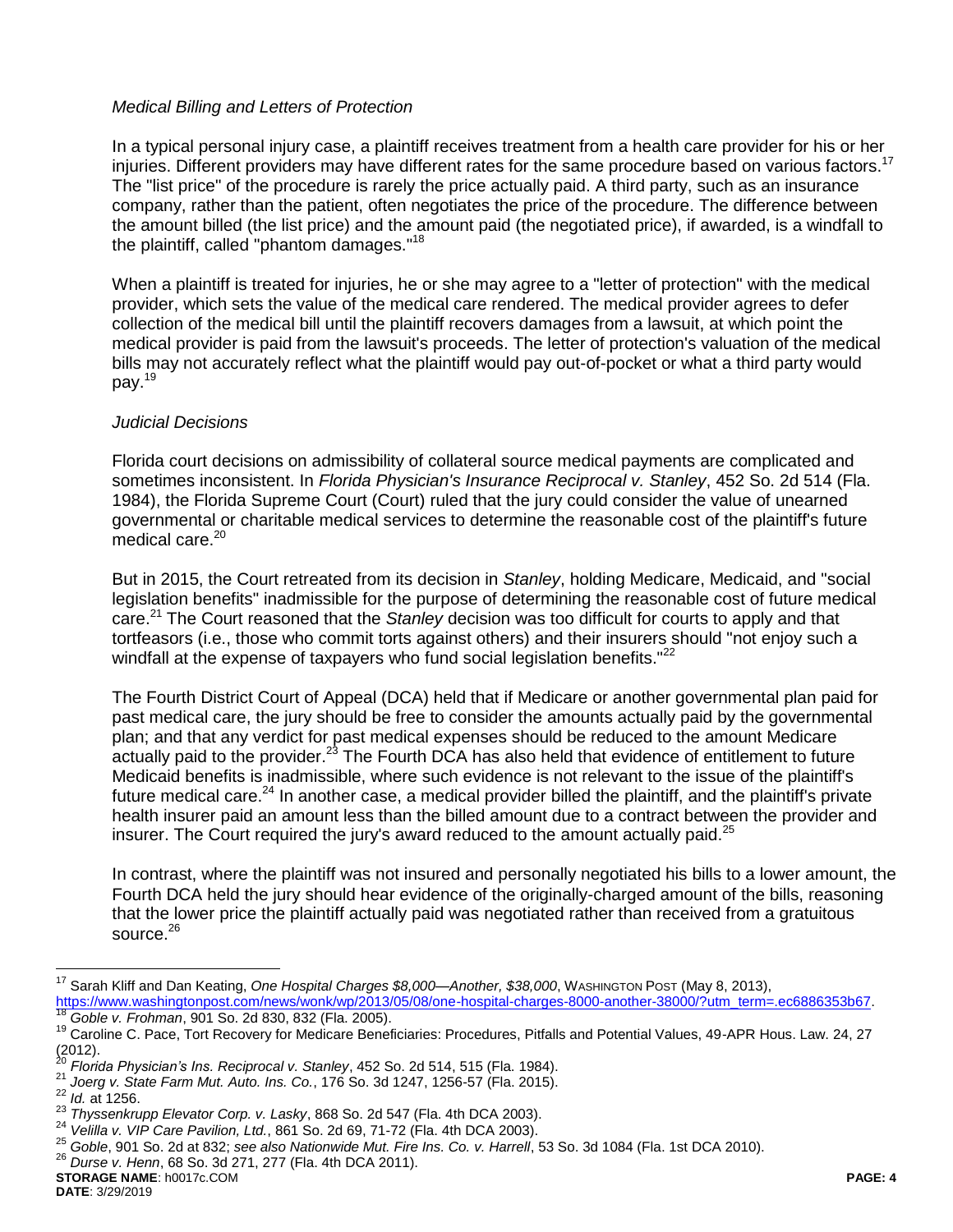*Medical Billing and Letters of Protection*

In a typical personal injury case, a plaintiff receives treatment from a health care provider for his or her injuries. Different providers may have different rates for the same procedure based on various factors.[17] The "list price" of the procedure is rarely the price actually paid. A third party, such as an insurance company, rather than the patient, often negotiates the price of the procedure. The difference between the amount billed (the list price) and the amount paid (the negotiated price), if awarded, is a windfall to the plaintiff, called "phantom damages."[18]

When a plaintiff is treated for injuries, he or she may agree to a "letter of protection" with the medical provider, which sets the value of the medical care rendered. The medical provider agrees to defer collection of the medical bill until the plaintiff recovers damages from a lawsuit, at which point the medical provider is paid from the lawsuit's proceeds. The letter of protection's valuation of the medical bills may not accurately reflect what the plaintiff would pay out-of-pocket or what a third party would pay.[19]

*Judicial Decisions*

Florida court decisions on admissibility of collateral source medical payments are complicated and sometimes inconsistent. In *Florida Physician's Insurance Reciprocal v. Stanley*, 452 So. 2d 514 (Fla. 1984), the Florida Supreme Court (Court) ruled that the jury could consider the value of unearned governmental or charitable medical services to determine the reasonable cost of the plaintiff's future medical care.[20]

But in 2015, the Court retreated from its decision in *Stanley*, holding Medicare, Medicaid, and "social legislation benefits" inadmissible for the purpose of determining the reasonable cost of future medical care.[21] The Court reasoned that the *Stanley* decision was too difficult for courts to apply and that tortfeasors (i.e., those who commit torts against others) and their insurers should "not enjoy such a windfall at the expense of taxpayers who fund social legislation benefits."[22]

The Fourth District Court of Appeal (DCA) held that if Medicare or another governmental plan paid for past medical care, the jury should be free to consider the amounts actually paid by the governmental plan; and that any verdict for past medical expenses should be reduced to the amount Medicare actually paid to the provider.[23] The Fourth DCA has also held that evidence of entitlement to future Medicaid benefits is inadmissible, where such evidence is not relevant to the issue of the plaintiff's future medical care.[24] In another case, a medical provider billed the plaintiff, and the plaintiff's private health insurer paid an amount less than the billed amount due to a contract between the provider and insurer. The Court required the jury's award reduced to the amount actually paid.[25]

In contrast, where the plaintiff was not insured and personally negotiated his bills to a lower amount, the Fourth DCA held the jury should hear evidence of the originally-charged amount of the bills, reasoning that the lower price the plaintiff actually paid was negotiated rather than received from a gratuitous source.[26]

---

[17] Sarah Kliff and Dan Keating, *One Hospital Charges $8,000—Another, $38,000*, WASHINGTON POST (May 8, 2013), https://www.washingtonpost.com/news/wonk/wp/2013/05/08/one-hospital-charges-8000-another-38000/?utm_term=.ec6886353b67.

[18] *Goble v. Frohman*, 901 So. 2d 830, 832 (Fla. 2005).

[19] Caroline C. Pace, Tort Recovery for Medicare Beneficiaries: Procedures, Pitfalls and Potential Values, 49-APR Hous. Law. 24, 27 (2012).

[20] *Florida Physician's Ins. Reciprocal v. Stanley*, 452 So. 2d 514, 515 (Fla. 1984).

[21] *Joerg v. State Farm Mut. Auto. Ins. Co.*, 176 So. 3d 1247, 1256-57 (Fla. 2015).

[22] *Id.* at 1256.

[23] *Thyssenkrupp Elevator Corp. v. Lasky*, 868 So. 2d 547 (Fla. 4th DCA 2003).

[24] *Velilla v. VIP Care Pavilion, Ltd.*, 861 So. 2d 69, 71-72 (Fla. 4th DCA 2003).

[25] *Goble*, 901 So. 2d at 832; *see also Nationwide Mut. Fire Ins. Co. v. Harrell*, 53 So. 3d 1084 (Fla. 1st DCA 2010).

[26] *Durse v. Henn*, 68 So. 3d 271, 277 (Fla. 4th DCA 2011).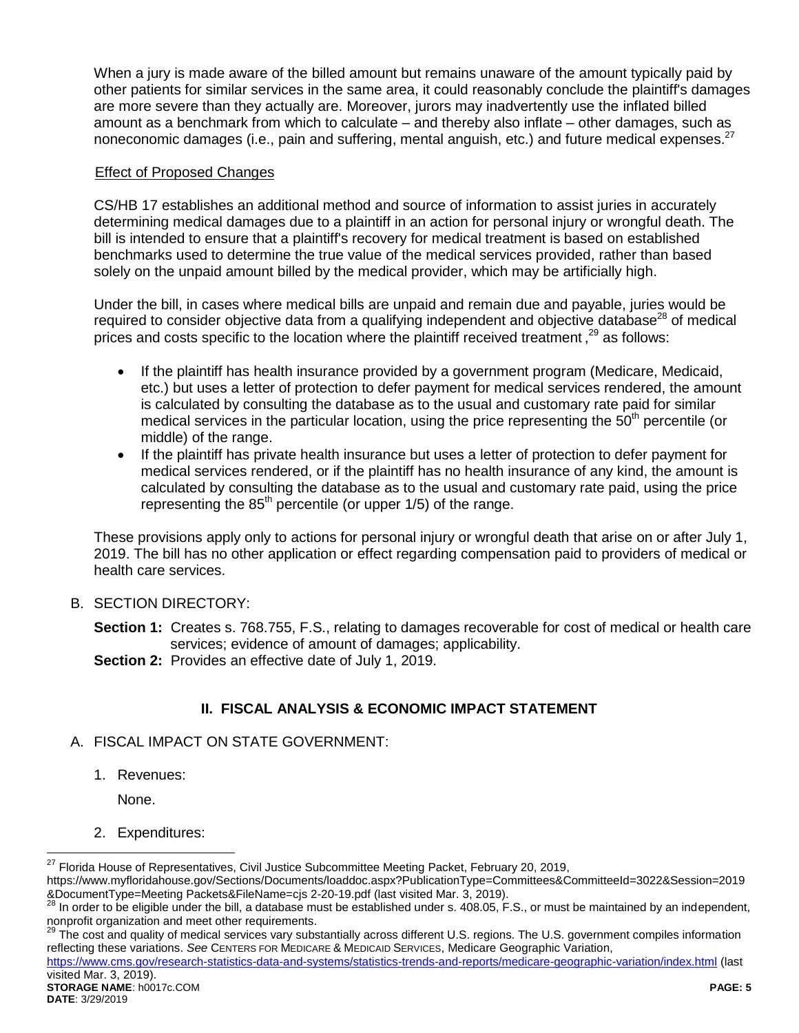When a jury is made aware of the billed amount but remains unaware of the amount typically paid by other patients for similar services in the same area, it could reasonably conclude the plaintiff's damages are more severe than they actually are. Moreover, jurors may inadvertently use the inflated billed amount as a benchmark from which to calculate – and thereby also inflate – other damages, such as noneconomic damages (i.e., pain and suffering, mental anguish, etc.) and future medical expenses.[27]

Effect of Proposed Changes

CS/HB 17 establishes an additional method and source of information to assist juries in accurately determining medical damages due to a plaintiff in an action for personal injury or wrongful death. The bill is intended to ensure that a plaintiff's recovery for medical treatment is based on established benchmarks used to determine the true value of the medical services provided, rather than based solely on the unpaid amount billed by the medical provider, which may be artificially high.

Under the bill, in cases where medical bills are unpaid and remain due and payable, juries would be required to consider objective data from a qualifying independent and objective database[28] of medical prices and costs specific to the location where the plaintiff received treatment ,[29] as follows:

- If the plaintiff has health insurance provided by a government program (Medicare, Medicaid, etc.) but uses a letter of protection to defer payment for medical services rendered, the amount is calculated by consulting the database as to the usual and customary rate paid for similar medical services in the particular location, using the price representing the 50th percentile (or middle) of the range.
- If the plaintiff has private health insurance but uses a letter of protection to defer payment for medical services rendered, or if the plaintiff has no health insurance of any kind, the amount is calculated by consulting the database as to the usual and customary rate paid, using the price representing the 85th percentile (or upper 1/5) of the range.

These provisions apply only to actions for personal injury or wrongful death that arise on or after July 1, 2019. The bill has no other application or effect regarding compensation paid to providers of medical or health care services.

B. SECTION DIRECTORY:

**Section 1:** Creates s. 768.755, F.S., relating to damages recoverable for cost of medical or health care services; evidence of amount of damages; applicability.

**Section 2:** Provides an effective date of July 1, 2019.

## II. FISCAL ANALYSIS & ECONOMIC IMPACT STATEMENT

A. FISCAL IMPACT ON STATE GOVERNMENT:

1. Revenues:

   None.

2. Expenditures:

---

[27] Florida House of Representatives, Civil Justice Subcommittee Meeting Packet, February 20, 2019, https://www.myfloridahouse.gov/Sections/Documents/loaddoc.aspx?PublicationType=Committees&CommitteeId=3022&Session=2019&DocumentType=Meeting Packets&FileName=cjs 2-20-19.pdf (last visited Mar. 3, 2019).

[28] In order to be eligible under the bill, a database must be established under s. 408.05, F.S., or must be maintained by an independent, nonprofit organization and meet other requirements.

[29] The cost and quality of medical services vary substantially across different U.S. regions. The U.S. government compiles information reflecting these variations. *See* CENTERS FOR MEDICARE & MEDICAID SERVICES, Medicare Geographic Variation, https://www.cms.gov/research-statistics-data-and-systems/statistics-trends-and-reports/medicare-geographic-variation/index.html (last visited Mar. 3, 2019).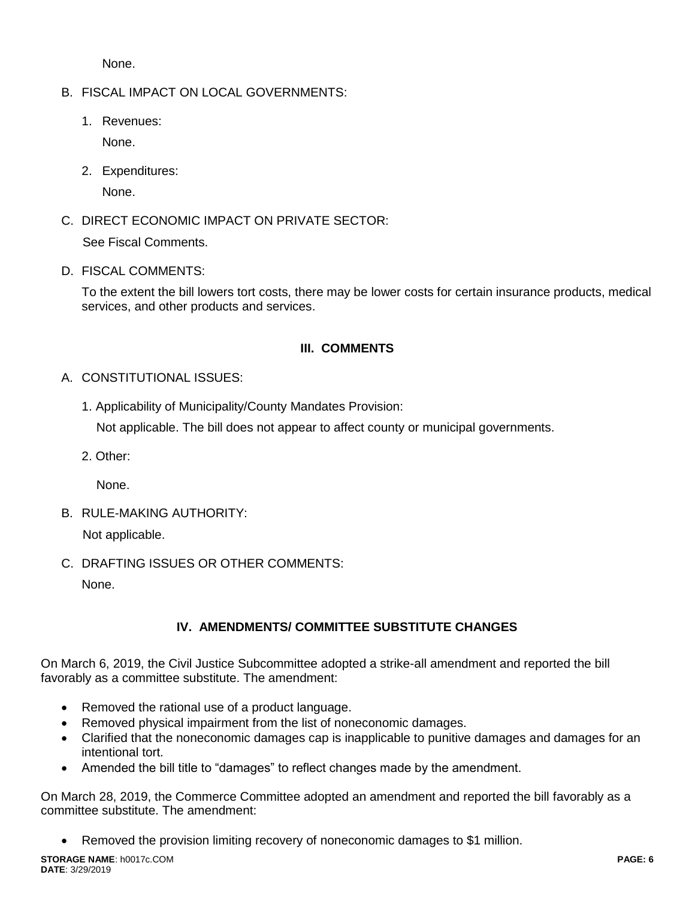None.

B. FISCAL IMPACT ON LOCAL GOVERNMENTS:

1. Revenues:

   None.

2. Expenditures:

   None.

C. DIRECT ECONOMIC IMPACT ON PRIVATE SECTOR:

   See Fiscal Comments.

D. FISCAL COMMENTS:

   To the extent the bill lowers tort costs, there may be lower costs for certain insurance products, medical services, and other products and services.

## III. COMMENTS

A. CONSTITUTIONAL ISSUES:

1. Applicability of Municipality/County Mandates Provision:

   Not applicable. The bill does not appear to affect county or municipal governments.

2. Other:

   None.

B. RULE-MAKING AUTHORITY:

   Not applicable.

C. DRAFTING ISSUES OR OTHER COMMENTS:

   None.

## IV. AMENDMENTS/ COMMITTEE SUBSTITUTE CHANGES

On March 6, 2019, the Civil Justice Subcommittee adopted a strike-all amendment and reported the bill favorably as a committee substitute. The amendment:

- Removed the rational use of a product language.
- Removed physical impairment from the list of noneconomic damages.
- Clarified that the noneconomic damages cap is inapplicable to punitive damages and damages for an intentional tort.
- Amended the bill title to "damages" to reflect changes made by the amendment.

On March 28, 2019, the Commerce Committee adopted an amendment and reported the bill favorably as a committee substitute. The amendment:

- Removed the provision limiting recovery of noneconomic damages to $1 million.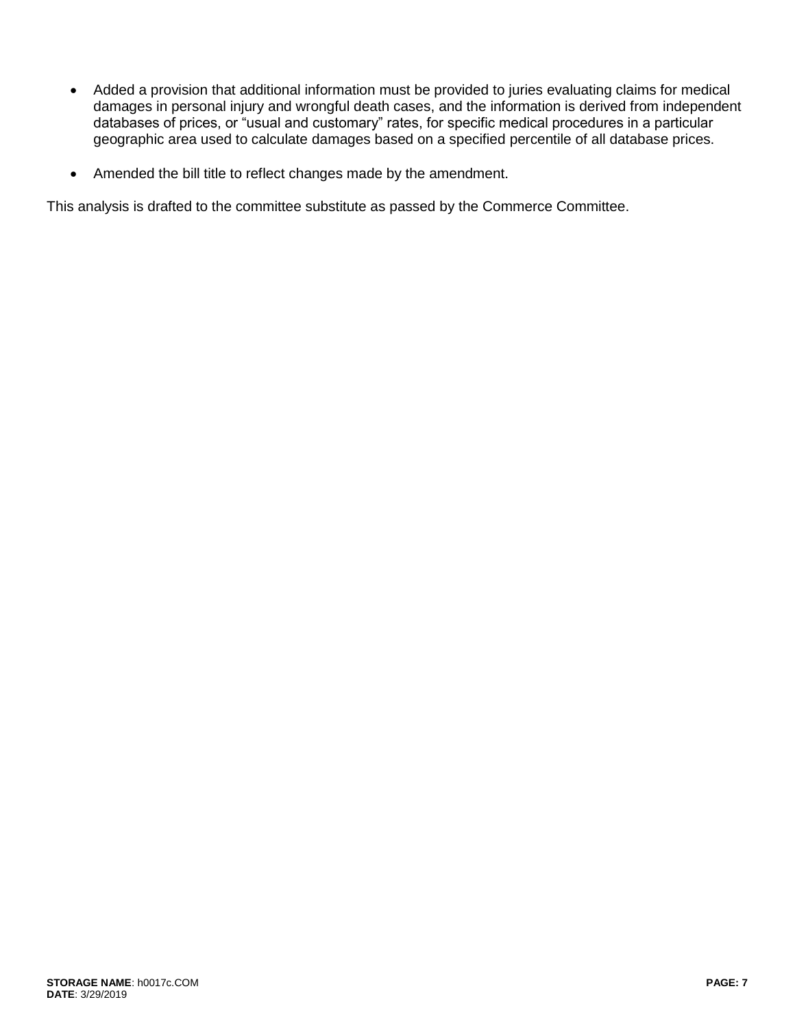- Added a provision that additional information must be provided to juries evaluating claims for medical damages in personal injury and wrongful death cases, and the information is derived from independent databases of prices, or "usual and customary" rates, for specific medical procedures in a particular geographic area used to calculate damages based on a specified percentile of all database prices.
- Amended the bill title to reflect changes made by the amendment.

This analysis is drafted to the committee substitute as passed by the Commerce Committee.